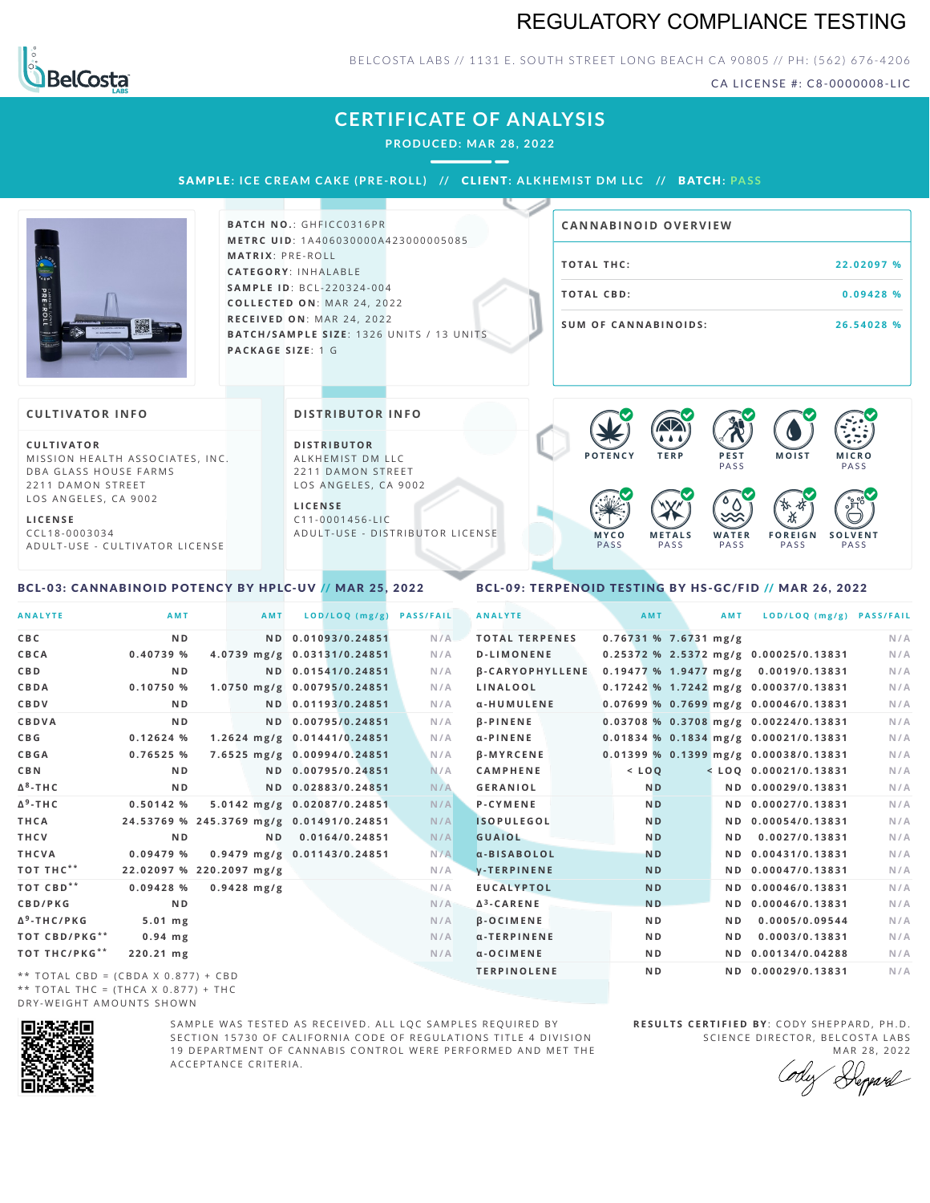# REGULATORY COMPLIANCE TESTING

BELCOSTA LABS // 1131 E. SOUTH STREET LONG BEACH CA 90805 // PH: (562) 676-4206

CA LICENSE #: C8-0000008-LIC

## CERTIFICATE OF ANALYSIS

PRODUCED: MAR 28, 2022

**SAMPLE:** ICE CREAM CAKE (PRE-ROLL) // **CLIENT:** ALKHEMIST DM LLC // **BATCH:** PASS

**BATCH NO.**: GHFICC0316PR
**METRC UID**: 1A406030000A423000005085
**MATRIX**: PRE-ROLL
**CATEGORY**: INHALABLE
**SAMPLE ID**: BCL-220324-004
**COLLECTED ON**: MAR 24, 2022
**RECEIVED ON**: MAR 24, 2022
**BATCH/SAMPLE SIZE**: 1326 UNITS / 13 UNITS
**PACKAGE SIZE**: 1 G

### CANNABINOID OVERVIEW

| | |
|---|---|
| TOTAL THC: | 22.02097 % |
| TOTAL CBD: | 0.09428 % |
| SUM OF CANNABINOIDS: | 26.54028 % |

### CULTIVATOR INFO

**CULTIVATOR**
MISSION HEALTH ASSOCIATES, INC.
DBA GLASS HOUSE FARMS
2211 DAMON STREET
LOS ANGELES, CA 9002

**LICENSE**
CCL18-0003034
ADULT-USE - CULTIVATOR LICENSE

### DISTRIBUTOR INFO

**DISTRIBUTOR**
ALKHEMIST DM LLC
2211 DAMON STREET
LOS ANGELES, CA 9002

**LICENSE**
C11-0001456-LIC
ADULT-USE - DISTRIBUTOR LICENSE

POTENCY | TERP | PEST PASS | MOIST | MICRO PASS | MYCO PASS | METALS PASS | WATER PASS | FOREIGN PASS | SOLVENT PASS

### BCL-03: CANNABINOID POTENCY BY HPLC-UV // MAR 25, 2022

| ANALYTE | AMT | AMT | LOD/LOQ (mg/g) | PASS/FAIL |
|---|---|---|---|---|
| CBC | ND | ND | 0.01093/0.24851 | N/A |
| CBCA | 0.40739 % | 4.0739 mg/g | 0.03131/0.24851 | N/A |
| CBD | ND | ND | 0.01541/0.24851 | N/A |
| CBDA | 0.10750 % | 1.0750 mg/g | 0.00795/0.24851 | N/A |
| CBDV | ND | ND | 0.01193/0.24851 | N/A |
| CBDVA | ND | ND | 0.00795/0.24851 | N/A |
| CBG | 0.12624 % | 1.2624 mg/g | 0.01441/0.24851 | N/A |
| CBGA | 0.76525 % | 7.6525 mg/g | 0.00994/0.24851 | N/A |
| CBN | ND | ND | 0.00795/0.24851 | N/A |
| Δ8-THC | ND | ND | 0.02883/0.24851 | N/A |
| Δ9-THC | 0.50142 % | 5.0142 mg/g | 0.02087/0.24851 | N/A |
| THCA | 24.53769 % | 245.3769 mg/g | 0.01491/0.24851 | N/A |
| THCV | ND | ND | 0.0164/0.24851 | N/A |
| THCVA | 0.09479 % | 0.9479 mg/g | 0.01143/0.24851 | N/A |
| TOT THC** | 22.02097 % | 220.2097 mg/g | | N/A |
| TOT CBD** | 0.09428 % | 0.9428 mg/g | | N/A |
| CBD/PKG | ND | | | N/A |
| Δ9-THC/PKG | 5.01 mg | | | N/A |
| TOT CBD/PKG** | 0.94 mg | | | N/A |
| TOT THC/PKG** | 220.21 mg | | | N/A |

** TOTAL CBD = (CBDA X 0.877) + CBD
** TOTAL THC = (THCA X 0.877) + THC
DRY-WEIGHT AMOUNTS SHOWN

### BCL-09: TERPENOID TESTING BY HS-GC/FID // MAR 26, 2022

| ANALYTE | AMT | AMT | LOD/LOQ (mg/g) | PASS/FAIL |
|---|---|---|---|---|
| TOTAL TERPENES | 0.76731 % | 7.6731 mg/g | | N/A |
| D-LIMONENE | 0.25372 % | 2.5372 mg/g | 0.00025/0.13831 | N/A |
| β-CARYOPHYLLENE | 0.19477 % | 1.9477 mg/g | 0.0019/0.13831 | N/A |
| LINALOOL | 0.17242 % | 1.7242 mg/g | 0.00037/0.13831 | N/A |
| α-HUMULENE | 0.07699 % | 0.7699 mg/g | 0.00046/0.13831 | N/A |
| β-PINENE | 0.03708 % | 0.3708 mg/g | 0.00224/0.13831 | N/A |
| α-PINENE | 0.01834 % | 0.1834 mg/g | 0.00021/0.13831 | N/A |
| β-MYRCENE | 0.01399 % | 0.1399 mg/g | 0.00038/0.13831 | N/A |
| CAMPHENE | < LOQ | < LOQ | 0.00021/0.13831 | N/A |
| GERANIOL | ND | ND | 0.00029/0.13831 | N/A |
| P-CYMENE | ND | ND | 0.00027/0.13831 | N/A |
| ISOPULEGOL | ND | ND | 0.00054/0.13831 | N/A |
| GUAIOL | ND | ND | 0.0027/0.13831 | N/A |
| α-BISABOLOL | ND | ND | 0.00431/0.13831 | N/A |
| γ-TERPINENE | ND | ND | 0.00047/0.13831 | N/A |
| EUCALYPTOL | ND | ND | 0.00046/0.13831 | N/A |
| Δ3-CARENE | ND | ND | 0.00046/0.13831 | N/A |
| β-OCIMENE | ND | ND | 0.0005/0.09544 | N/A |
| α-TERPINENE | ND | ND | 0.0003/0.13831 | N/A |
| α-OCIMENE | ND | ND | 0.00134/0.04288 | N/A |
| TERPINOLENE | ND | ND | 0.00029/0.13831 | N/A |

SAMPLE WAS TESTED AS RECEIVED. ALL LQC SAMPLES REQUIRED BY SECTION 15730 OF CALIFORNIA CODE OF REGULATIONS TITLE 4 DIVISION 19 DEPARTMENT OF CANNABIS CONTROL WERE PERFORMED AND MET THE ACCEPTANCE CRITERIA.

**RESULTS CERTIFIED BY**: CODY SHEPPARD, PH.D.
SCIENCE DIRECTOR, BELCOSTA LABS
MAR 28, 2022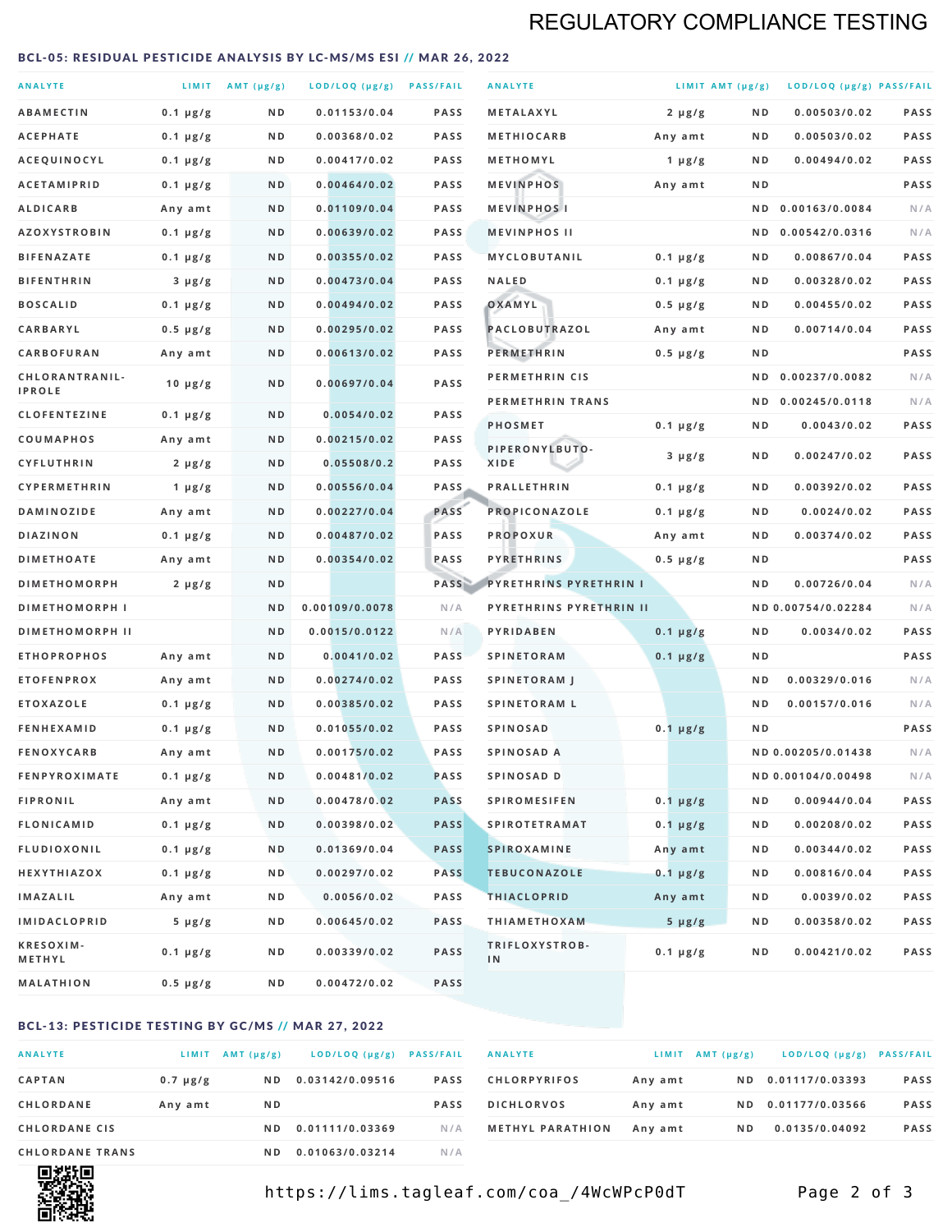## REGULATORY COMPLIANCE TESTING

### BCL-05: RESIDUAL PESTICIDE ANALYSIS BY LC-MS/MS ESI // MAR 26, 2022

| ANALYTE | LIMIT | AMT (μg/g) | LOD/LOQ (μg/g) | PASS/FAIL |
|---|---|---|---|---|
| ABAMECTIN | 0.1 μg/g | ND | 0.01153/0.04 | PASS |
| ACEPHATE | 0.1 μg/g | ND | 0.00368/0.02 | PASS |
| ACEQUINOCYL | 0.1 μg/g | ND | 0.00417/0.02 | PASS |
| ACETAMIPRID | 0.1 μg/g | ND | 0.00464/0.02 | PASS |
| ALDICARB | Any amt | ND | 0.01109/0.04 | PASS |
| AZOXYSTROBIN | 0.1 μg/g | ND | 0.00639/0.02 | PASS |
| BIFENAZATE | 0.1 μg/g | ND | 0.00355/0.02 | PASS |
| BIFENTHRIN | 3 μg/g | ND | 0.00473/0.04 | PASS |
| BOSCALID | 0.1 μg/g | ND | 0.00494/0.02 | PASS |
| CARBARYL | 0.5 μg/g | ND | 0.00295/0.02 | PASS |
| CARBOFURAN | Any amt | ND | 0.00613/0.02 | PASS |
| CHLORANTRANILIPROLE | 10 μg/g | ND | 0.00697/0.04 | PASS |
| CLOFENTEZINE | 0.1 μg/g | ND | 0.0054/0.02 | PASS |
| COUMAPHOS | Any amt | ND | 0.00215/0.02 | PASS |
| CYFLUTHRIN | 2 μg/g | ND | 0.05508/0.2 | PASS |
| CYPERMETHRIN | 1 μg/g | ND | 0.00556/0.04 | PASS |
| DAMINOZIDE | Any amt | ND | 0.00227/0.04 | PASS |
| DIAZINON | 0.1 μg/g | ND | 0.00487/0.02 | PASS |
| DIMETHOATE | Any amt | ND | 0.00354/0.02 | PASS |
| DIMETHOMORPH | 2 μg/g | ND | | PASS |
| DIMETHOMORPH I | | ND | 0.00109/0.0078 | N/A |
| DIMETHOMORPH II | | ND | 0.0015/0.0122 | N/A |
| ETHOPROPHOS | Any amt | ND | 0.0041/0.02 | PASS |
| ETOFENPROX | Any amt | ND | 0.00274/0.02 | PASS |
| ETOXAZOLE | 0.1 μg/g | ND | 0.00385/0.02 | PASS |
| FENHEXAMID | 0.1 μg/g | ND | 0.01055/0.02 | PASS |
| FENOXYCARB | Any amt | ND | 0.00175/0.02 | PASS |
| FENPYROXIMATE | 0.1 μg/g | ND | 0.00481/0.02 | PASS |
| FIPRONIL | Any amt | ND | 0.00478/0.02 | PASS |
| FLONICAMID | 0.1 μg/g | ND | 0.00398/0.02 | PASS |
| FLUDIOXONIL | 0.1 μg/g | ND | 0.01369/0.04 | PASS |
| HEXYTHIAZOX | 0.1 μg/g | ND | 0.00297/0.02 | PASS |
| IMAZALIL | Any amt | ND | 0.0056/0.02 | PASS |
| IMIDACLOPRID | 5 μg/g | ND | 0.00645/0.02 | PASS |
| KRESOXIM-METHYL | 0.1 μg/g | ND | 0.00339/0.02 | PASS |
| MALATHION | 0.5 μg/g | ND | 0.00472/0.02 | PASS |
| METALAXYL | 2 μg/g | ND | 0.00503/0.02 | PASS |
| METHIOCARB | Any amt | ND | 0.00503/0.02 | PASS |
| METHOMYL | 1 μg/g | ND | 0.00494/0.02 | PASS |
| MEVINPHOS | Any amt | ND | | PASS |
| MEVINPHOS I | | ND | 0.00163/0.0084 | N/A |
| MEVINPHOS II | | ND | 0.00542/0.0316 | N/A |
| MYCLOBUTANIL | 0.1 μg/g | ND | 0.00867/0.04 | PASS |
| NALED | 0.1 μg/g | ND | 0.00328/0.02 | PASS |
| OXAMYL | 0.5 μg/g | ND | 0.00455/0.02 | PASS |
| PACLOBUTRAZOL | Any amt | ND | 0.00714/0.04 | PASS |
| PERMETHRIN | 0.5 μg/g | ND | | PASS |
| PERMETHRIN CIS | | ND | 0.00237/0.0082 | N/A |
| PERMETHRIN TRANS | | ND | 0.00245/0.0118 | N/A |
| PHOSMET | 0.1 μg/g | ND | 0.0043/0.02 | PASS |
| PIPERONYLBUTOXIDE | 3 μg/g | ND | 0.00247/0.02 | PASS |
| PRALLETHRIN | 0.1 μg/g | ND | 0.00392/0.02 | PASS |
| PROPICONAZOLE | 0.1 μg/g | ND | 0.0024/0.02 | PASS |
| PROPOXUR | Any amt | ND | 0.00374/0.02 | PASS |
| PYRETHRINS | 0.5 μg/g | ND | | PASS |
| PYRETHRINS PYRETHRIN I | | ND | 0.00726/0.04 | N/A |
| PYRETHRINS PYRETHRIN II | | ND | 0.00754/0.02284 | N/A |
| PYRIDABEN | 0.1 μg/g | ND | 0.0034/0.02 | PASS |
| SPINETORAM | 0.1 μg/g | ND | | PASS |
| SPINETORAM J | | ND | 0.00329/0.016 | N/A |
| SPINETORAM L | | ND | 0.00157/0.016 | N/A |
| SPINOSAD | 0.1 μg/g | ND | | PASS |
| SPINOSAD A | | ND | 0.00205/0.01438 | N/A |
| SPINOSAD D | | ND | 0.00104/0.00498 | N/A |
| SPIROMESIFEN | 0.1 μg/g | ND | 0.00944/0.04 | PASS |
| SPIROTETRAMAT | 0.1 μg/g | ND | 0.00208/0.02 | PASS |
| SPIROXAMINE | Any amt | ND | 0.00344/0.02 | PASS |
| TEBUCONAZOLE | 0.1 μg/g | ND | 0.00816/0.04 | PASS |
| THIACLOPRID | Any amt | ND | 0.0039/0.02 | PASS |
| THIAMETHOXAM | 5 μg/g | ND | 0.00358/0.02 | PASS |
| TRIFLOXYSTROBIN | 0.1 μg/g | ND | 0.00421/0.02 | PASS |

### BCL-13: PESTICIDE TESTING BY GC/MS // MAR 27, 2022

| ANALYTE | LIMIT | AMT (μg/g) | LOD/LOQ (μg/g) | PASS/FAIL |
|---|---|---|---|---|
| CAPTAN | 0.7 μg/g | ND | 0.03142/0.09516 | PASS |
| CHLORDANE | Any amt | ND | | PASS |
| CHLORDANE CIS | | ND | 0.01111/0.03369 | N/A |
| CHLORDANE TRANS | | ND | 0.01063/0.03214 | N/A |
| CHLORPYRIFOS | Any amt | ND | 0.01117/0.03393 | PASS |
| DICHLORVOS | Any amt | ND | 0.01177/0.03566 | PASS |
| METHYL PARATHION | Any amt | ND | 0.0135/0.04092 | PASS |

https://lims.tagleaf.com/coa_/4WcWPcP0dT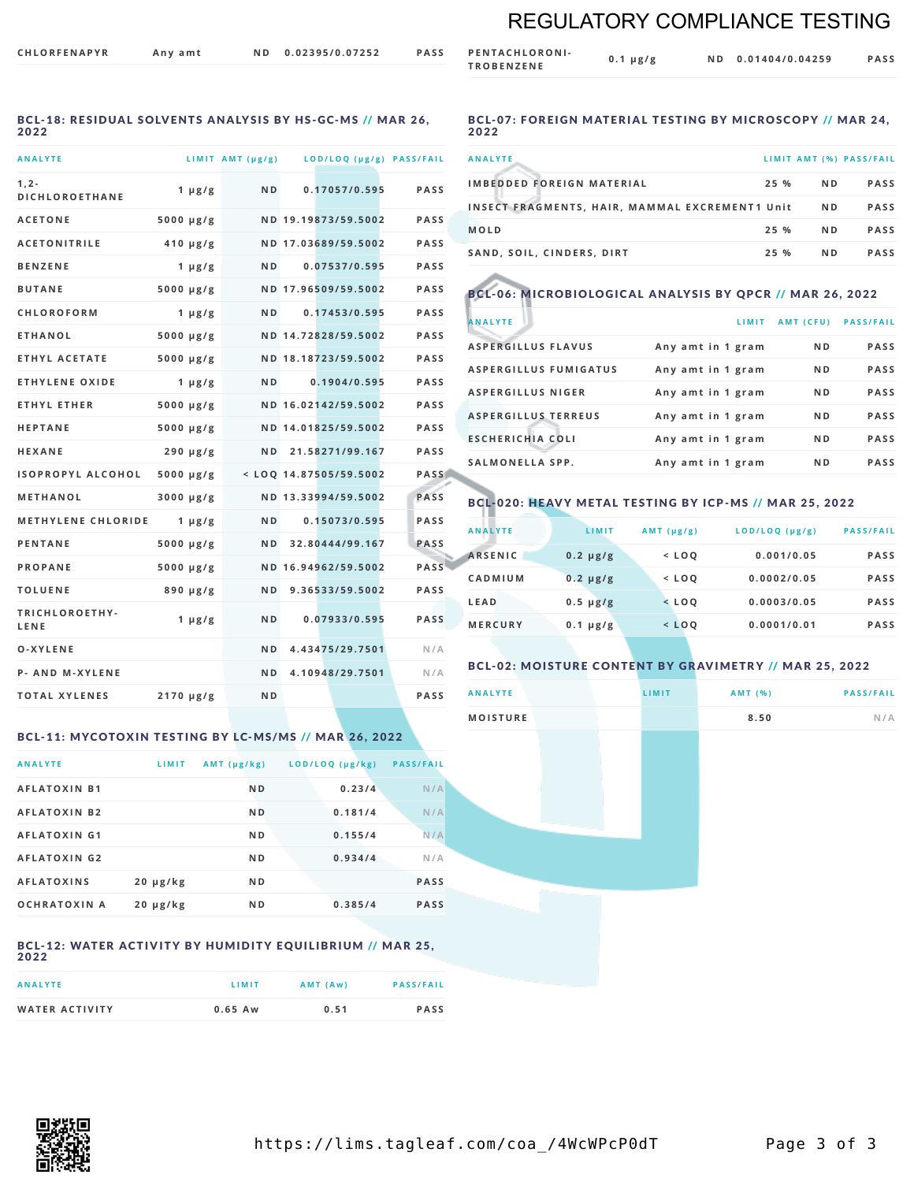# REGULATORY COMPLIANCE TESTING

| | | | | |
|---|---|---|---|---|
| CHLORFENAPYR | Any amt | ND | 0.02395/0.07252 | PASS |
| PENTACHLORONITROBENZENE | 0.1 µg/g | ND | 0.01404/0.04259 | PASS |

## BCL-18: RESIDUAL SOLVENTS ANALYSIS BY HS-GC-MS // MAR 26, 2022

| ANALYTE | LIMIT | AMT (µg/g) | LOD/LOQ (µg/g) | PASS/FAIL |
|---|---|---|---|---|
| 1,2-DICHLOROETHANE | 1 µg/g | ND | 0.17057/0.595 | PASS |
| ACETONE | 5000 µg/g | ND | 19.19873/59.5002 | PASS |
| ACETONITRILE | 410 µg/g | ND | 17.03689/59.5002 | PASS |
| BENZENE | 1 µg/g | ND | 0.07537/0.595 | PASS |
| BUTANE | 5000 µg/g | ND | 17.96509/59.5002 | PASS |
| CHLOROFORM | 1 µg/g | ND | 0.17453/0.595 | PASS |
| ETHANOL | 5000 µg/g | ND | 14.72828/59.5002 | PASS |
| ETHYL ACETATE | 5000 µg/g | ND | 18.18723/59.5002 | PASS |
| ETHYLENE OXIDE | 1 µg/g | ND | 0.1904/0.595 | PASS |
| ETHYL ETHER | 5000 µg/g | ND | 16.02142/59.5002 | PASS |
| HEPTANE | 5000 µg/g | ND | 14.01825/59.5002 | PASS |
| HEXANE | 290 µg/g | ND | 21.58271/99.167 | PASS |
| ISOPROPYL ALCOHOL | 5000 µg/g | < LOQ | 14.87505/59.5002 | PASS |
| METHANOL | 3000 µg/g | ND | 13.33994/59.5002 | PASS |
| METHYLENE CHLORIDE | 1 µg/g | ND | 0.15073/0.595 | PASS |
| PENTANE | 5000 µg/g | ND | 32.80444/99.167 | PASS |
| PROPANE | 5000 µg/g | ND | 16.94962/59.5002 | PASS |
| TOLUENE | 890 µg/g | ND | 9.36533/59.5002 | PASS |
| TRICHLOROETHYLENE | 1 µg/g | ND | 0.07933/0.595 | PASS |
| O-XYLENE | | ND | 4.43475/29.7501 | N/A |
| P- AND M-XYLENE | | ND | 4.10948/29.7501 | N/A |
| TOTAL XYLENES | 2170 µg/g | ND | | PASS |

## BCL-11: MYCOTOXIN TESTING BY LC-MS/MS // MAR 26, 2022

| ANALYTE | LIMIT | AMT (µg/kg) | LOD/LOQ (µg/kg) | PASS/FAIL |
|---|---|---|---|---|
| AFLATOXIN B1 | | ND | 0.23/4 | N/A |
| AFLATOXIN B2 | | ND | 0.181/4 | N/A |
| AFLATOXIN G1 | | ND | 0.155/4 | N/A |
| AFLATOXIN G2 | | ND | 0.934/4 | N/A |
| AFLATOXINS | 20 µg/kg | ND | | PASS |
| OCHRATOXIN A | 20 µg/kg | ND | 0.385/4 | PASS |

## BCL-12: WATER ACTIVITY BY HUMIDITY EQUILIBRIUM // MAR 25, 2022

| ANALYTE | LIMIT | AMT (Aw) | PASS/FAIL |
|---|---|---|---|
| WATER ACTIVITY | 0.65 Aw | 0.51 | PASS |

## BCL-07: FOREIGN MATERIAL TESTING BY MICROSCOPY // MAR 24, 2022

| ANALYTE | LIMIT | AMT (%) | PASS/FAIL |
|---|---|---|---|
| IMBEDDED FOREIGN MATERIAL | 25 % | ND | PASS |
| INSECT FRAGMENTS, HAIR, MAMMAL EXCREMENT | 1 Unit | ND | PASS |
| MOLD | 25 % | ND | PASS |
| SAND, SOIL, CINDERS, DIRT | 25 % | ND | PASS |

## BCL-06: MICROBIOLOGICAL ANALYSIS BY QPCR // MAR 26, 2022

| ANALYTE | LIMIT | AMT (CFU) | PASS/FAIL |
|---|---|---|---|
| ASPERGILLUS FLAVUS | Any amt in 1 gram | ND | PASS |
| ASPERGILLUS FUMIGATUS | Any amt in 1 gram | ND | PASS |
| ASPERGILLUS NIGER | Any amt in 1 gram | ND | PASS |
| ASPERGILLUS TERREUS | Any amt in 1 gram | ND | PASS |
| ESCHERICHIA COLI | Any amt in 1 gram | ND | PASS |
| SALMONELLA SPP. | Any amt in 1 gram | ND | PASS |

## BCL-020: HEAVY METAL TESTING BY ICP-MS // MAR 25, 2022

| ANALYTE | LIMIT | AMT (µg/g) | LOD/LOQ (µg/g) | PASS/FAIL |
|---|---|---|---|---|
| ARSENIC | 0.2 µg/g | < LOQ | 0.001/0.05 | PASS |
| CADMIUM | 0.2 µg/g | < LOQ | 0.0002/0.05 | PASS |
| LEAD | 0.5 µg/g | < LOQ | 0.0003/0.05 | PASS |
| MERCURY | 0.1 µg/g | < LOQ | 0.0001/0.01 | PASS |

## BCL-02: MOISTURE CONTENT BY GRAVIMETRY // MAR 25, 2022

| ANALYTE | LIMIT | AMT (%) | PASS/FAIL |
|---|---|---|---|
| MOISTURE | | 8.50 | N/A |

https://lims.tagleaf.com/coa_/4WcWPcP0dT